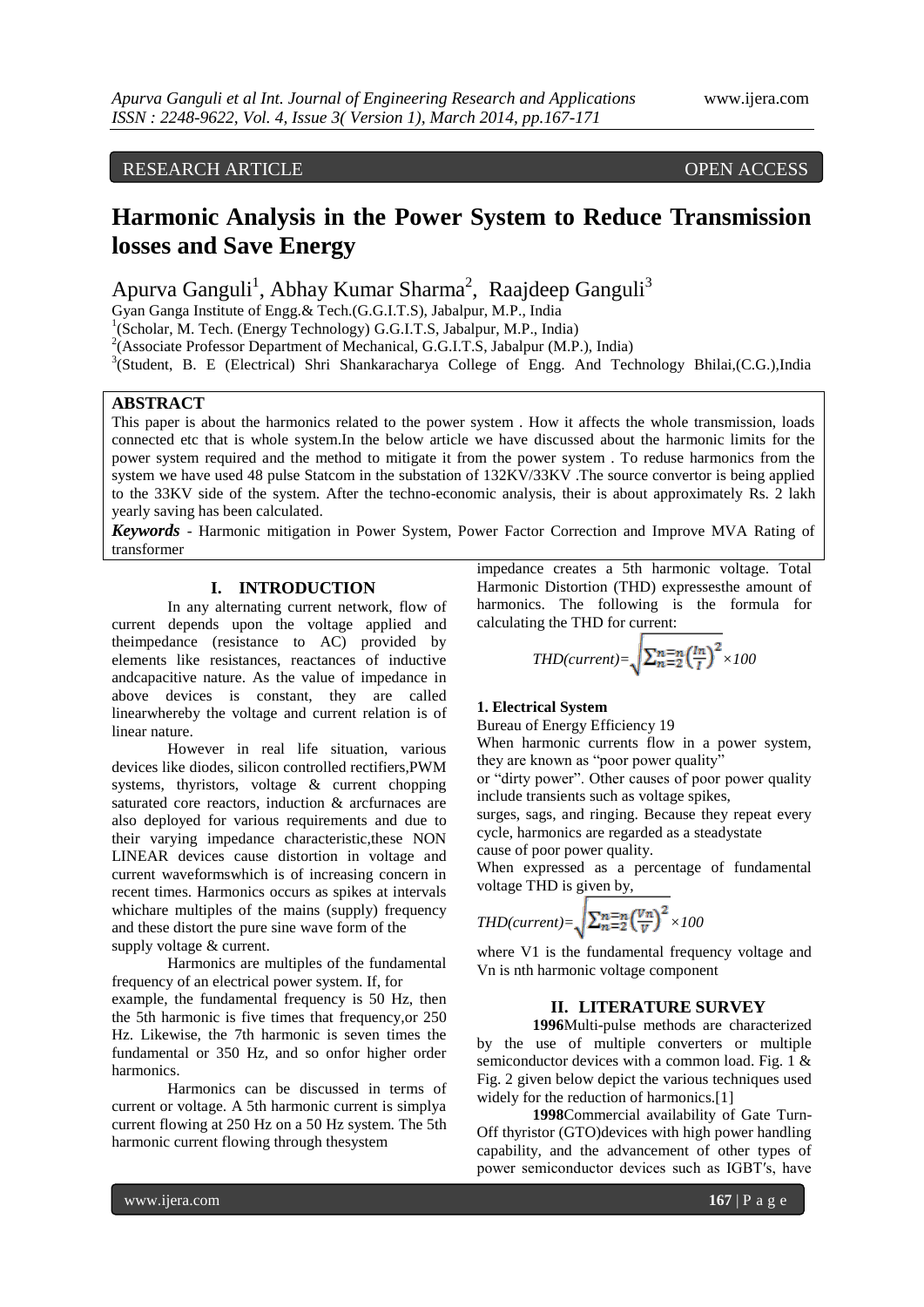RESEARCH ARTICLE OPEN ACCESS

# Harmonic Analysis in the Power System to Reduce Transmission losses and Save Energy

Apurva Ganguli[1], Abhay Kumar Sharma[2], Raajdeep Ganguli[3]

Gyan Ganga Institute of Engg.& Tech.(G.G.I.T.S), Jabalpur, M.P., India

[1](Scholar, M. Tech. (Energy Technology) G.G.I.T.S, Jabalpur, M.P., India)

[2](Associate Professor Department of Mechanical, G.G.I.T.S, Jabalpur (M.P.), India)

[3](Student, B. E (Electrical) Shri Shankaracharya College of Engg. And Technology Bhilai,(C.G.),India

## ABSTRACT

This paper is about the harmonics related to the power system . How it affects the whole transmission, loads connected etc that is whole system.In the below article we have discussed about the harmonic limits for the power system required and the method to mitigate it from the power system . To reduse harmonics from the system we have used 48 pulse Statcom in the substation of 132KV/33KV .The source convertor is being applied to the 33KV side of the system. After the techno-economic analysis, their is about approximately Rs. 2 lakh yearly saving has been calculated.

***Keywords*** - Harmonic mitigation in Power System, Power Factor Correction and Improve MVA Rating of transformer

## I. INTRODUCTION

In any alternating current network, flow of current depends upon the voltage applied and theimpedance (resistance to AC) provided by elements like resistances, reactances of inductive andcapacitive nature. As the value of impedance in above devices is constant, they are called linearwhereby the voltage and current relation is of linear nature.

However in real life situation, various devices like diodes, silicon controlled rectifiers,PWM systems, thyristors, voltage & current chopping saturated core reactors, induction & arcfurnaces are also deployed for various requirements and due to their varying impedance characteristic,these NON LINEAR devices cause distortion in voltage and current waveformswhich is of increasing concern in recent times. Harmonics occurs as spikes at intervals whichare multiples of the mains (supply) frequency and these distort the pure sine wave form of the supply voltage & current.

Harmonics are multiples of the fundamental frequency of an electrical power system. If, for example, the fundamental frequency is 50 Hz, then the 5th harmonic is five times that frequency,or 250 Hz. Likewise, the 7th harmonic is seven times the fundamental or 350 Hz, and so onfor higher order harmonics.

Harmonics can be discussed in terms of current or voltage. A 5th harmonic current is simplya current flowing at 250 Hz on a 50 Hz system. The 5th harmonic current flowing through thesystem impedance creates a 5th harmonic voltage. Total Harmonic Distortion (THD) expressesthe amount of harmonics. The following is the formula for calculating the THD for current:

$$THD(current)=\sqrt{\sum_{n=2}^{n=n}\left(\frac{In}{I}\right)^2}\times 100$$

**1. Electrical System**

Bureau of Energy Efficiency 19

When harmonic currents flow in a power system, they are known as "poor power quality"

or "dirty power". Other causes of poor power quality include transients such as voltage spikes,

surges, sags, and ringing. Because they repeat every cycle, harmonics are regarded as a steadystate

cause of poor power quality.

When expressed as a percentage of fundamental voltage THD is given by,

$$THD(current)=\sqrt{\sum_{n=2}^{n=n}\left(\frac{Vn}{V}\right)^2}\times 100$$

where V1 is the fundamental frequency voltage and Vn is nth harmonic voltage component

## II. LITERATURE SURVEY

**1996**Multi-pulse methods are characterized by the use of multiple converters or multiple semiconductor devices with a common load. Fig. 1 & Fig. 2 given below depict the various techniques used widely for the reduction of harmonics.[1]

**1998**Commercial availability of Gate Turn-Off thyristor (GTO)devices with high power handling capability, and the advancement of other types of power semiconductor devices such as IGBT's, have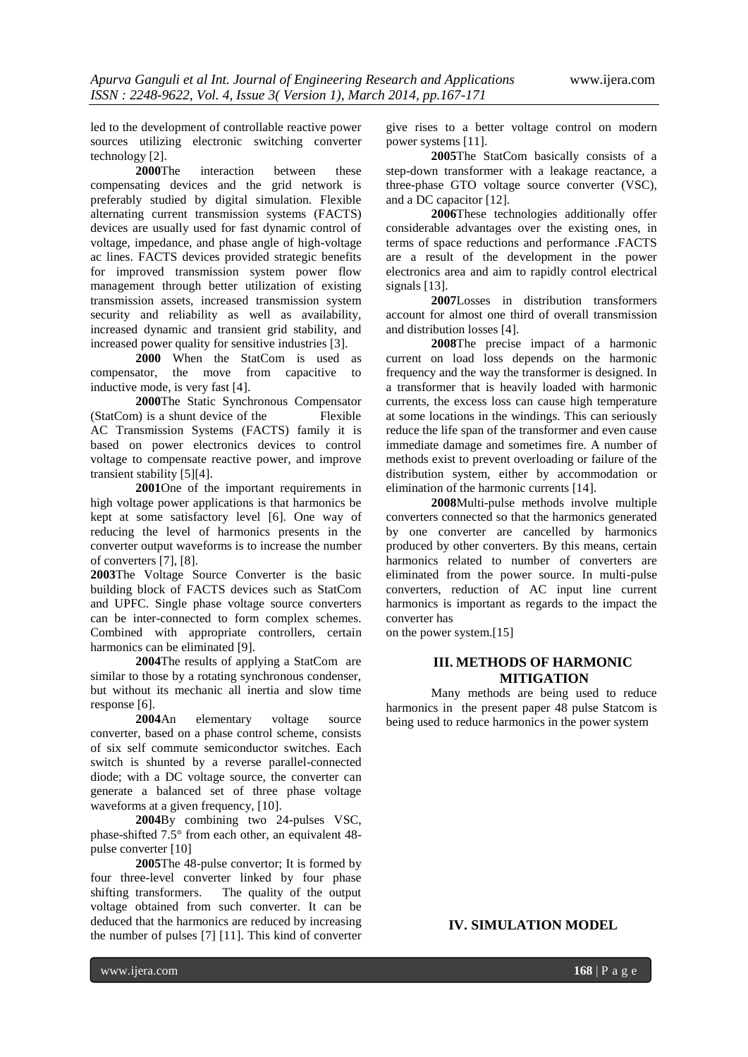led to the development of controllable reactive power sources utilizing electronic switching converter technology [2].

**2000**The interaction between these compensating devices and the grid network is preferably studied by digital simulation. Flexible alternating current transmission systems (FACTS) devices are usually used for fast dynamic control of voltage, impedance, and phase angle of high-voltage ac lines. FACTS devices provided strategic benefits for improved transmission system power flow management through better utilization of existing transmission assets, increased transmission system security and reliability as well as availability, increased dynamic and transient grid stability, and increased power quality for sensitive industries [3].

**2000** When the StatCom is used as compensator, the move from capacitive to inductive mode, is very fast [4].

**2000**The Static Synchronous Compensator (StatCom) is a shunt device of the Flexible AC Transmission Systems (FACTS) family it is based on power electronics devices to control voltage to compensate reactive power, and improve transient stability [5][4].

**2001**One of the important requirements in high voltage power applications is that harmonics be kept at some satisfactory level [6]. One way of reducing the level of harmonics presents in the converter output waveforms is to increase the number of converters [7], [8].

**2003**The Voltage Source Converter is the basic building block of FACTS devices such as StatCom and UPFC. Single phase voltage source converters can be inter-connected to form complex schemes. Combined with appropriate controllers, certain harmonics can be eliminated [9].

**2004**The results of applying a StatCom are similar to those by a rotating synchronous condenser, but without its mechanic all inertia and slow time response [6].

**2004**An elementary voltage source converter, based on a phase control scheme, consists of six self commute semiconductor switches. Each switch is shunted by a reverse parallel-connected diode; with a DC voltage source, the converter can generate a balanced set of three phase voltage waveforms at a given frequency, [10].

**2004**By combining two 24-pulses VSC, phase-shifted 7.5° from each other, an equivalent 48-pulse converter [10]

**2005**The 48-pulse convertor; It is formed by four three-level converter linked by four phase shifting transformers. The quality of the output voltage obtained from such converter. It can be deduced that the harmonics are reduced by increasing the number of pulses [7] [11]. This kind of converter give rises to a better voltage control on modern power systems [11].

**2005**The StatCom basically consists of a step-down transformer with a leakage reactance, a three-phase GTO voltage source converter (VSC), and a DC capacitor [12].

**2006**These technologies additionally offer considerable advantages over the existing ones, in terms of space reductions and performance .FACTS are a result of the development in the power electronics area and aim to rapidly control electrical signals [13].

**2007**Losses in distribution transformers account for almost one third of overall transmission and distribution losses [4].

**2008**The precise impact of a harmonic current on load loss depends on the harmonic frequency and the way the transformer is designed. In a transformer that is heavily loaded with harmonic currents, the excess loss can cause high temperature at some locations in the windings. This can seriously reduce the life span of the transformer and even cause immediate damage and sometimes fire. A number of methods exist to prevent overloading or failure of the distribution system, either by accommodation or elimination of the harmonic currents [14].

**2008**Multi-pulse methods involve multiple converters connected so that the harmonics generated by one converter are cancelled by harmonics produced by other converters. By this means, certain harmonics related to number of converters are eliminated from the power source. In multi-pulse converters, reduction of AC input line current harmonics is important as regards to the impact the converter has

on the power system.[15]

## III. METHODS OF HARMONIC MITIGATION

Many methods are being used to reduce harmonics in the present paper 48 pulse Statcom is being used to reduce harmonics in the power system

## IV. SIMULATION MODEL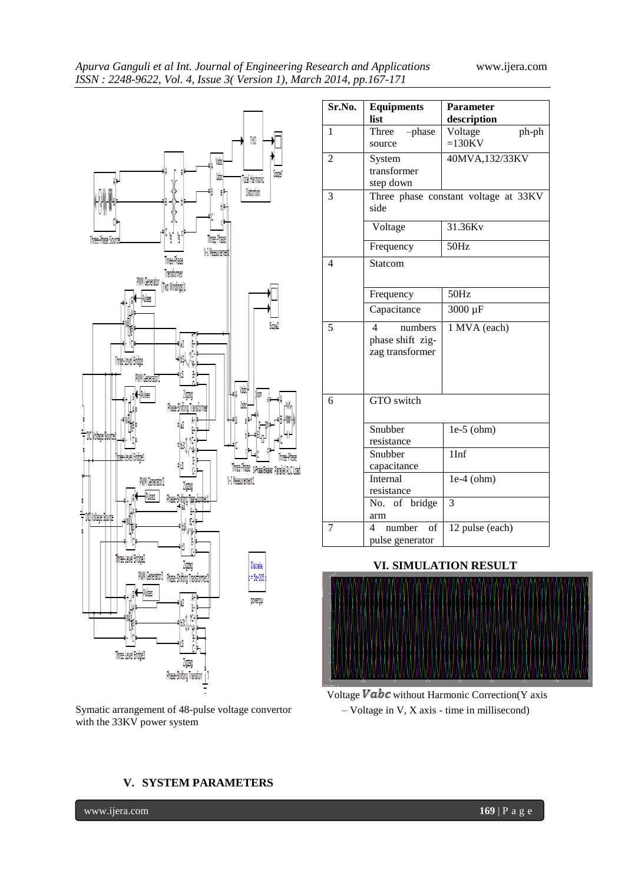Symatic arrangement of 48-pulse voltage convertor with the 33KV power system

## V. SYSTEM PARAMETERS

| Sr.No. | Equipments list | Parameter description |
|---|---|---|
| 1 | Three –phase source | Voltage ph-ph =130KV |
| 2 | System transformer step down | 40MVA,132/33KV |
| 3 | Three phase constant voltage at 33KV side | |
| | Voltage | 31.36Kv |
| | Frequency | 50Hz |
| 4 | Statcom | |
| | Frequency | 50Hz |
| | Capacitance | 3000 μF |
| 5 | 4 numbers phase shift zig-zag transformer | 1 MVA (each) |
| 6 | GTO switch | |
| | Snubber resistance | 1e-5 (ohm) |
| | Snubber capacitance | 1Inf |
| | Internal resistance | 1e-4 (ohm) |
| | No. of bridge arm | 3 |
| 7 | 4 number of pulse generator | 12 pulse (each) |

## VI. SIMULATION RESULT

Voltage $V_{abc}$ without Harmonic Correction(Y axis – Voltage in V, X axis - time in millisecond)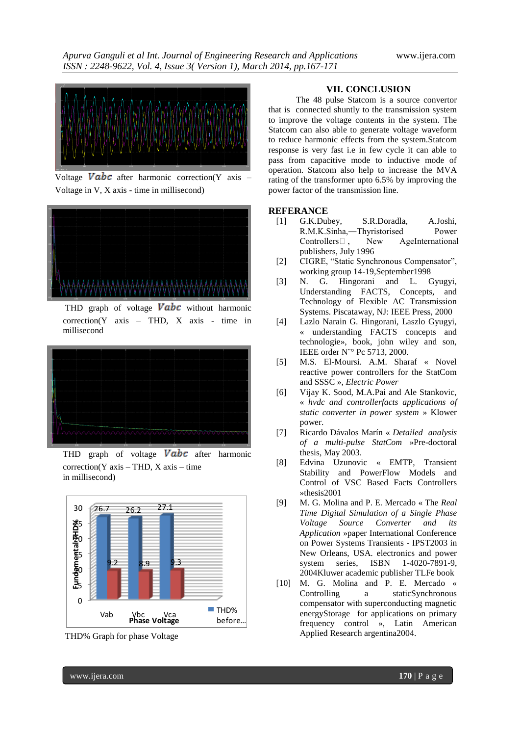Voltage $V_{abc}$ after harmonic correction(Y axis – Voltage in V, X axis - time in millisecond)

THD graph of voltage $V_{abc}$ without harmonic correction(Y axis – THD, X axis - time in millisecond

THD graph of voltage $V_{abc}$ after harmonic correction(Y axis – THD, X axis – time in millisecond)

| Phase Voltage | THD% before... | |
|---|---|---|
| Vab | 26.7 | 9.2 |
| Vbc | 26.2 | 8.9 |
| Vca | 27.1 | 9.3 |

THD% Graph for phase Voltage

## VII. CONCLUSION

The 48 pulse Statcom is a source convertor that is connected shuntly to the transmission system to improve the voltage contents in the system. The Statcom can also able to generate voltage waveform to reduce harmonic effects from the system.Statcom response is very fast i.e in few cycle it can able to pass from capacitive mode to inductive mode of operation. Statcom also help to increase the MVA rating of the transformer upto 6.5% by improving the power factor of the transmission line.

## REFERANCE

[1] G.K.Dubey, S.R.Doradla, A.Joshi, R.M.K.Sinha,―Thyristorised Power Controllers, New AgeInternational publishers, July 1996

[2] CIGRE, "Static Synchronous Compensator", working group 14-19,September1998

[3] N. G. Hingorani and L. Gyugyi, Understanding FACTS, Concepts, and Technology of Flexible AC Transmission Systems. Piscataway, NJ: IEEE Press, 2000

[4] Lazlo Narain G. Hingorani, Laszlo Gyugyi, « understanding FACTS concepts and technologie», book, john wiley and son, IEEE order N˚° Pc 5713, 2000.

[5] M.S. El-Moursi. A.M. Sharaf « Novel reactive power controllers for the StatCom and SSSC », *Electric Power*

[6] Vijay K. Sood, M.A.Pai and Ale Stankovic, « *hvdc and controllerfacts applications of static converter in power system* » Klower power.

[7] Ricardo Dávalos Marín « *Detailed analysis of a multi-pulse StatCom* »Pre-doctoral thesis, May 2003.

[8] Edvina Uzunovic « EMTP, Transient Stability and PowerFlow Models and Control of VSC Based Facts Controllers »thesis2001

[9] M. G. Molina and P. E. Mercado « The *Real Time Digital Simulation of a Single Phase Voltage Source Converter and its Application* »paper International Conference on Power Systems Transients - IPST2003 in New Orleans, USA. electronics and power system series, ISBN 1-4020-7891-9, 2004Kluwer academic publisher TLFe book

[10] M. G. Molina and P. E. Mercado « Controlling a staticSynchronous compensator with superconducting magnetic energyStorage for applications on primary frequency control », Latin American Applied Research argentina2004.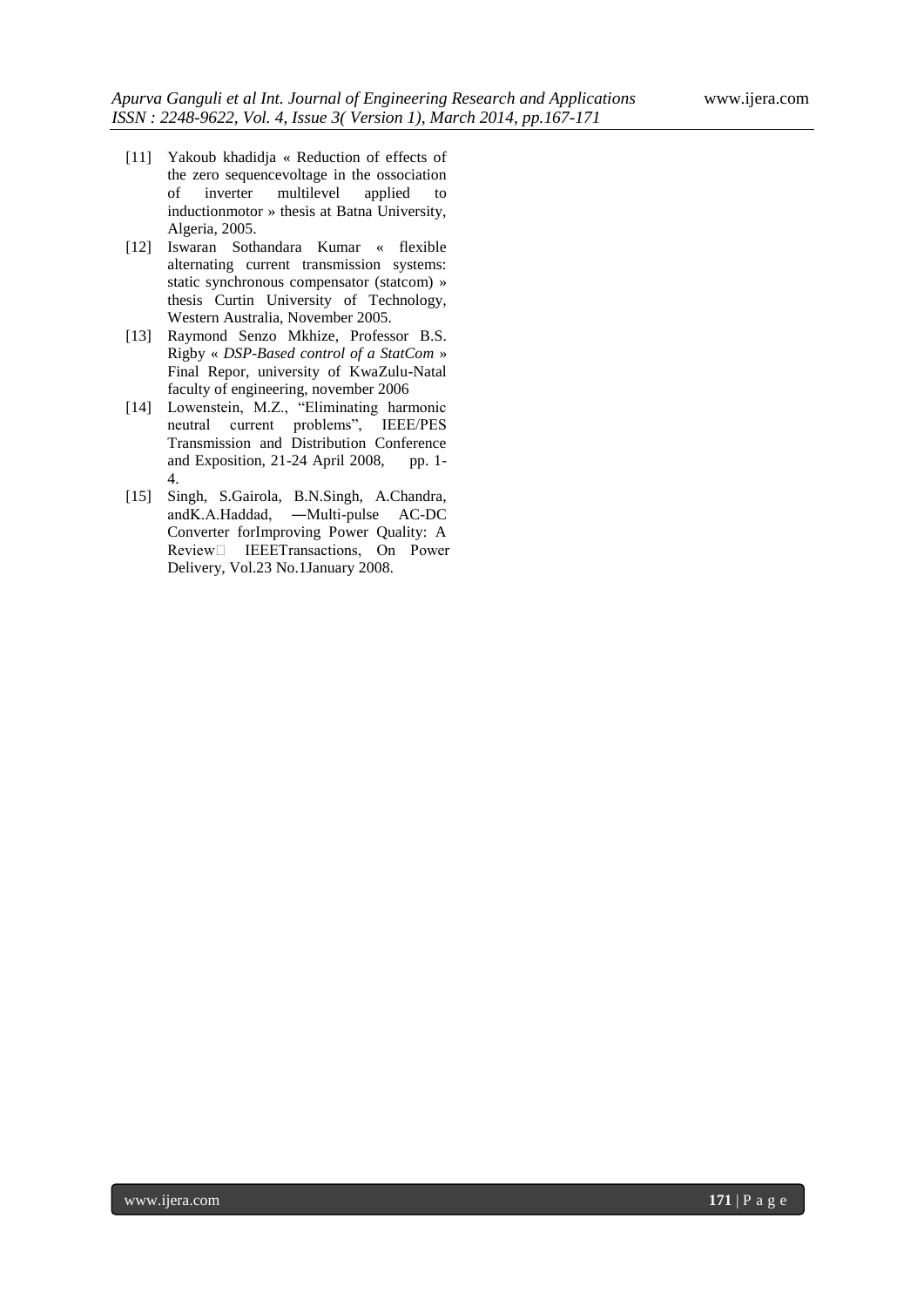- [11] Yakoub khadidja « Reduction of effects of the zero sequencevoltage in the ossociation of inverter multilevel applied to inductionmotor » thesis at Batna University, Algeria, 2005.
- [12] Iswaran Sothandara Kumar « flexible alternating current transmission systems: static synchronous compensator (statcom) » thesis Curtin University of Technology, Western Australia, November 2005.
- [13] Raymond Senzo Mkhize, Professor B.S. Rigby « *DSP-Based control of a StatCom* » Final Repor, university of KwaZulu-Natal faculty of engineering, november 2006
- [14] Lowenstein, M.Z., "Eliminating harmonic neutral current problems", IEEE/PES Transmission and Distribution Conference and Exposition, 21-24 April 2008, pp. 1-4.
- [15] Singh, S.Gairola, B.N.Singh, A.Chandra, andK.A.Haddad, ―Multi-pulse AC-DC Converter forImproving Power Quality: A Review IEEETransactions, On Power Delivery, Vol.23 No.1January 2008.